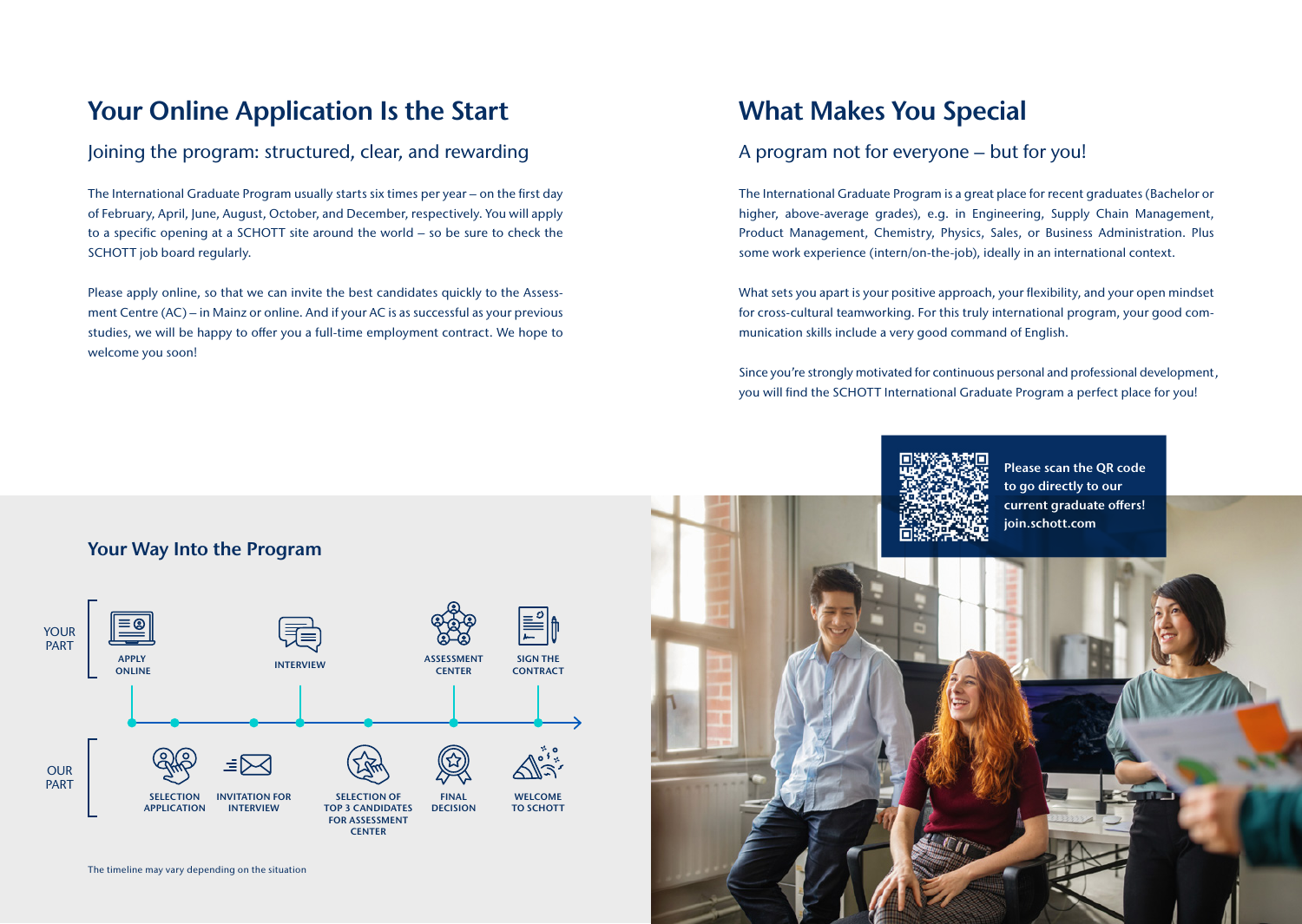# Your Online Application Is the Start

## Joining the program: structured, clear, and rewarding

The International Graduate Program usually starts six times per year – on the first day of February, April, June, August, October, and December, respectively. You will apply to a specific opening at a SCHOTT site around the world – so be sure to check the SCHOTT job board regularly.

Please apply online, so that we can invite the best candidates quickly to the Assessment Centre (AC) – in Mainz or online. And if your AC is as successful as your previous studies, we will be happy to offer you a full-time employment contract. We hope to welcome you soon!

### Your Way Into the Program

**YOUR PART**

- APPLY ONLINE
- INTERVIEW
- ASSESSMENT CENTER
- SIGN THE CONTRACT

**OUR PART**

- SELECTION APPLICATION
- INVITATION FOR INTERVIEW
- SELECTION OF TOP 3 CANDIDATES FOR ASSESSMENT CENTER
- FINAL DECISION
- WELCOME TO SCHOTT

The timeline may vary depending on the situation

# What Makes You Special

## A program not for everyone – but for you!

The International Graduate Program is a great place for recent graduates (Bachelor or higher, above-average grades), e.g. in Engineering, Supply Chain Management, Product Management, Chemistry, Physics, Sales, or Business Administration. Plus some work experience (intern/on-the-job), ideally in an international context.

What sets you apart is your positive approach, your flexibility, and your open mindset for cross-cultural teamworking. For this truly international program, your good communication skills include a very good command of English.

Since you're strongly motivated for continuous personal and professional development, you will find the SCHOTT International Graduate Program a perfect place for you!

**Please scan the QR code to go directly to our current graduate offers! join.schott.com**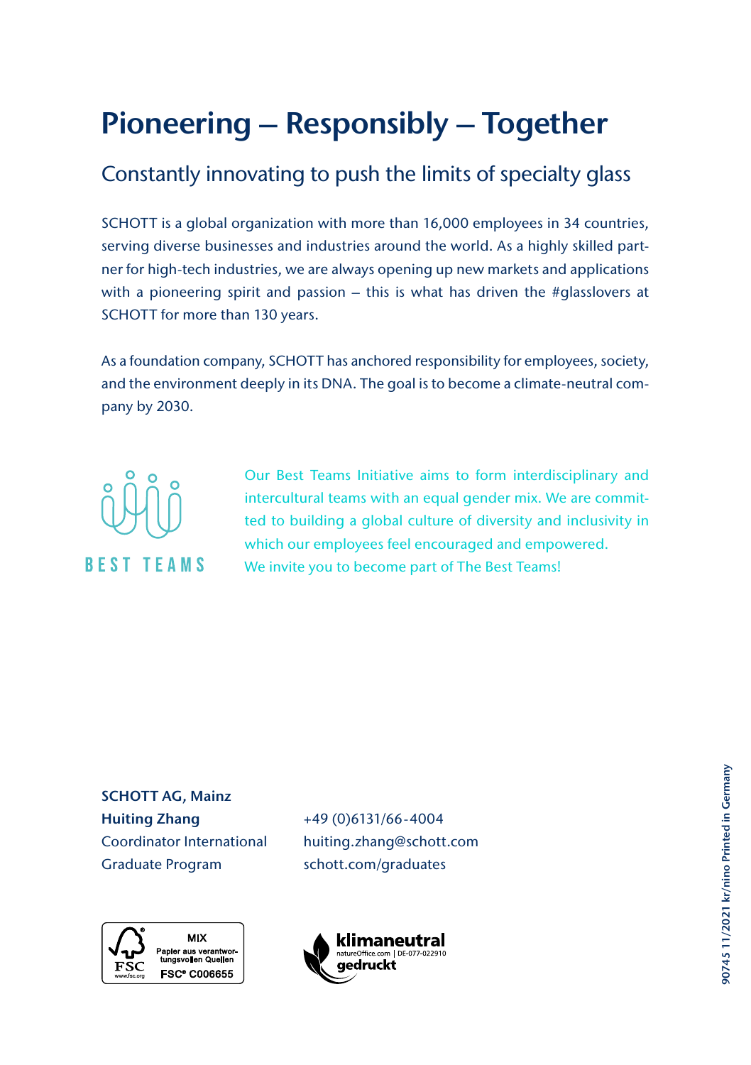# Pioneering – Responsibly – Together

## Constantly innovating to push the limits of specialty glass

SCHOTT is a global organization with more than 16,000 employees in 34 countries, serving diverse businesses and industries around the world. As a highly skilled partner for high-tech industries, we are always opening up new markets and applications with a pioneering spirit and passion – this is what has driven the #glasslovers at SCHOTT for more than 130 years.

As a foundation company, SCHOTT has anchored responsibility for employees, society, and the environment deeply in its DNA. The goal is to become a climate-neutral company by 2030.

BEST TEAMS

Our Best Teams Initiative aims to form interdisciplinary and intercultural teams with an equal gender mix. We are committed to building a global culture of diversity and inclusivity in which our employees feel encouraged and empowered.
We invite you to become part of The Best Teams!

**SCHOTT AG, Mainz**
**Huiting Zhang**
Coordinator International Graduate Program

+49 (0)6131/66-4004
huiting.zhang@schott.com
schott.com/graduates

FSC MIX Papier aus verantwortungsvollen Quellen FSC® C006655 www.fsc.org

klimaneutral natureOffice.com | DE-077-022910 gedruckt

90745 11/2021 kr/nino Printed in Germany